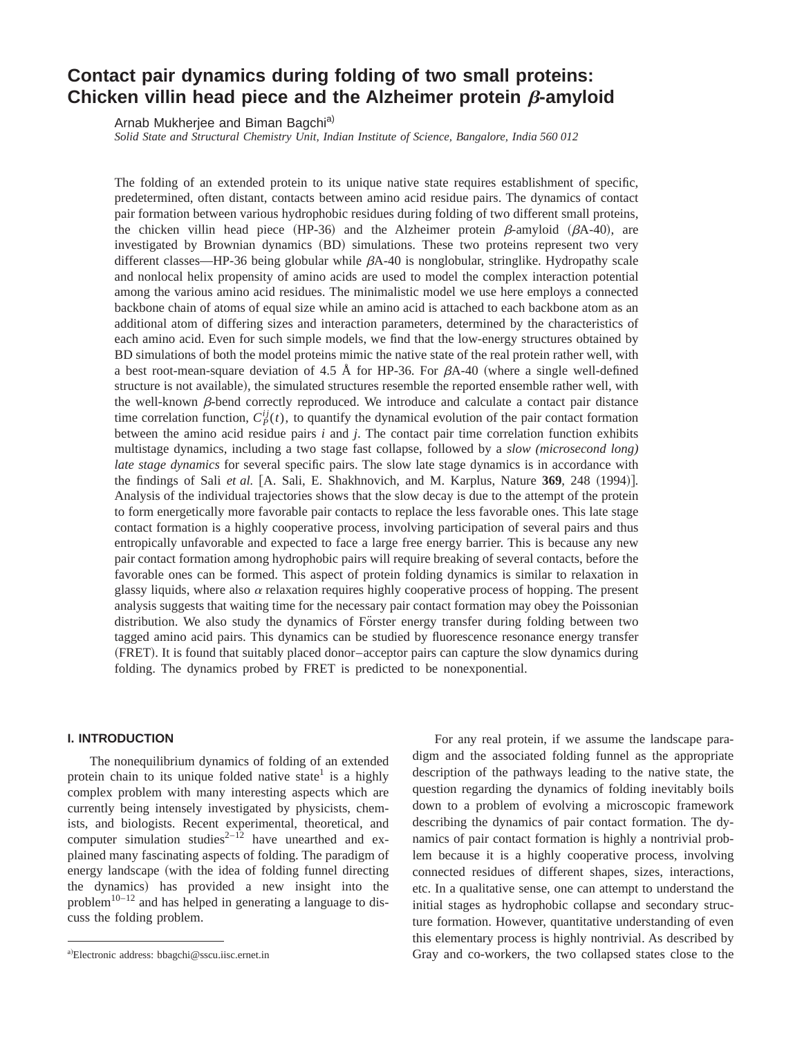# Contact pair dynamics during folding of two small proteins: Chicken villin head piece and the Alzheimer protein $\beta$-amyloid

Arnab Mukherjee and Biman Bagchi[a]

*Solid State and Structural Chemistry Unit, Indian Institute of Science, Bangalore, India 560 012*

The folding of an extended protein to its unique native state requires establishment of specific, predetermined, often distant, contacts between amino acid residue pairs. The dynamics of contact pair formation between various hydrophobic residues during folding of two different small proteins, the chicken villin head piece (HP-36) and the Alzheimer protein $\beta$-amyloid ($\beta$A-40), are investigated by Brownian dynamics (BD) simulations. These two proteins represent two very different classes—HP-36 being globular while $\beta$A-40 is nonglobular, stringlike. Hydropathy scale and nonlocal helix propensity of amino acids are used to model the complex interaction potential among the various amino acid residues. The minimalistic model we use here employs a connected backbone chain of atoms of equal size while an amino acid is attached to each backbone atom as an additional atom of differing sizes and interaction parameters, determined by the characteristics of each amino acid. Even for such simple models, we find that the low-energy structures obtained by BD simulations of both the model proteins mimic the native state of the real protein rather well, with a best root-mean-square deviation of 4.5 Å for HP-36. For $\beta$A-40 (where a single well-defined structure is not available), the simulated structures resemble the reported ensemble rather well, with the well-known $\beta$-bend correctly reproduced. We introduce and calculate a contact pair distance time correlation function, $C_P^{ij}(t)$, to quantify the dynamical evolution of the pair contact formation between the amino acid residue pairs $i$ and $j$. The contact pair time correlation function exhibits multistage dynamics, including a two stage fast collapse, followed by a *slow (microsecond long) late stage dynamics* for several specific pairs. The slow late stage dynamics is in accordance with the findings of Sali *et al.* [A. Sali, E. Shakhnovich, and M. Karplus, Nature **369**, 248 (1994)]. Analysis of the individual trajectories shows that the slow decay is due to the attempt of the protein to form energetically more favorable pair contacts to replace the less favorable ones. This late stage contact formation is a highly cooperative process, involving participation of several pairs and thus entropically unfavorable and expected to face a large free energy barrier. This is because any new pair contact formation among hydrophobic pairs will require breaking of several contacts, before the favorable ones can be formed. This aspect of protein folding dynamics is similar to relaxation in glassy liquids, where also $\alpha$ relaxation requires highly cooperative process of hopping. The present analysis suggests that waiting time for the necessary pair contact formation may obey the Poissonian distribution. We also study the dynamics of Förster energy transfer during folding between two tagged amino acid pairs. This dynamics can be studied by fluorescence resonance energy transfer (FRET). It is found that suitably placed donor–acceptor pairs can capture the slow dynamics during folding. The dynamics probed by FRET is predicted to be nonexponential.

## I. INTRODUCTION

The nonequilibrium dynamics of folding of an extended protein chain to its unique folded native state[1] is a highly complex problem with many interesting aspects which are currently being intensely investigated by physicists, chemists, and biologists. Recent experimental, theoretical, and computer simulation studies[2–12] have unearthed and explained many fascinating aspects of folding. The paradigm of energy landscape (with the idea of folding funnel directing the dynamics) has provided a new insight into the problem[10–12] and has helped in generating a language to discuss the folding problem.

For any real protein, if we assume the landscape paradigm and the associated folding funnel as the appropriate description of the pathways leading to the native state, the question regarding the dynamics of folding inevitably boils down to a problem of evolving a microscopic framework describing the dynamics of pair contact formation. The dynamics of pair contact formation is highly a nontrivial problem because it is a highly cooperative process, involving connected residues of different shapes, sizes, interactions, etc. In a qualitative sense, one can attempt to understand the initial stages as hydrophobic collapse and secondary structure formation. However, quantitative understanding of even this elementary process is highly nontrivial. As described by Gray and co-workers, the two collapsed states close to the

[a] Electronic address: bbagchi@sscu.iisc.ernet.in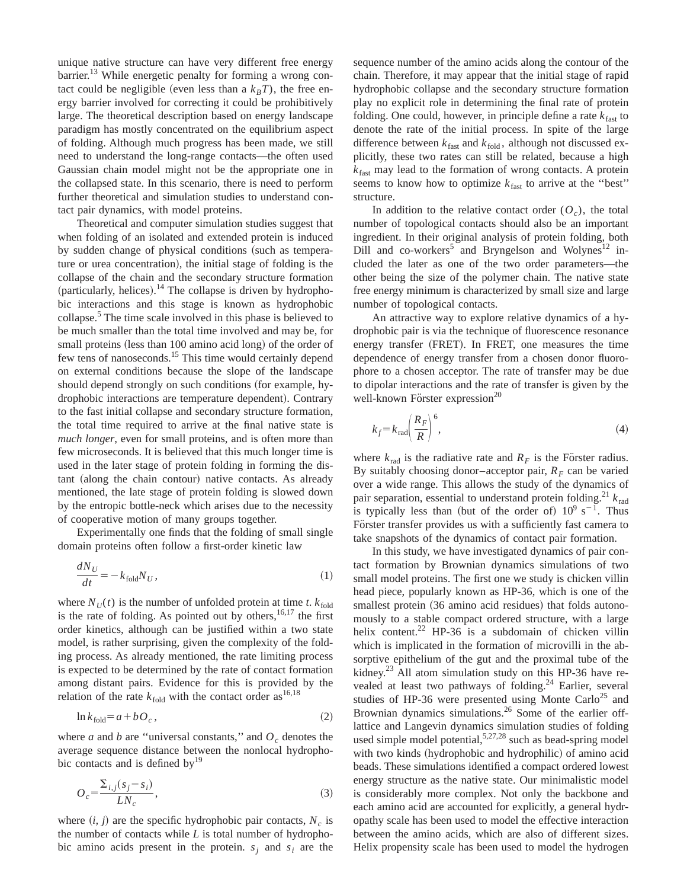unique native structure can have very different free energy barrier.[13] While energetic penalty for forming a wrong contact could be negligible (even less than a $k_BT$), the free energy barrier involved for correcting it could be prohibitively large. The theoretical description based on energy landscape paradigm has mostly concentrated on the equilibrium aspect of folding. Although much progress has been made, we still need to understand the long-range contacts—the often used Gaussian chain model might not be the appropriate one in the collapsed state. In this scenario, there is need to perform further theoretical and simulation studies to understand contact pair dynamics, with model proteins.

Theoretical and computer simulation studies suggest that when folding of an isolated and extended protein is induced by sudden change of physical conditions (such as temperature or urea concentration), the initial stage of folding is the collapse of the chain and the secondary structure formation (particularly, helices).[14] The collapse is driven by hydrophobic interactions and this stage is known as hydrophobic collapse.[5] The time scale involved in this phase is believed to be much smaller than the total time involved and may be, for small proteins (less than 100 amino acid long) of the order of few tens of nanoseconds.[15] This time would certainly depend on external conditions because the slope of the landscape should depend strongly on such conditions (for example, hydrophobic interactions are temperature dependent). Contrary to the fast initial collapse and secondary structure formation, the total time required to arrive at the final native state is *much longer*, even for small proteins, and is often more than few microseconds. It is believed that this much longer time is used in the later stage of protein folding in forming the distant (along the chain contour) native contacts. As already mentioned, the late stage of protein folding is slowed down by the entropic bottle-neck which arises due to the necessity of cooperative motion of many groups together.

Experimentally one finds that the folding of small single domain proteins often follow a first-order kinetic law

$$\frac{dN_U}{dt} = -k_{\mathrm{fold}} N_U, \tag{1}$$

where $N_U(t)$ is the number of unfolded protein at time $t$. $k_{\mathrm{fold}}$ is the rate of folding. As pointed out by others,[16,17] the first order kinetics, although can be justified within a two state model, is rather surprising, given the complexity of the folding process. As already mentioned, the rate limiting process is expected to be determined by the rate of contact formation among distant pairs. Evidence for this is provided by the relation of the rate $k_{\mathrm{fold}}$ with the contact order as[16,18]

$$\ln k_{\mathrm{fold}} = a + bO_c, \tag{2}$$

where $a$ and $b$ are "universal constants," and $O_c$ denotes the average sequence distance between the nonlocal hydrophobic contacts and is defined by[19]

$$O_c = \frac{\Sigma_{i,j}(s_j - s_i)}{LN_c}, \tag{3}$$

where $(i, j)$ are the specific hydrophobic pair contacts, $N_c$ is the number of contacts while $L$ is total number of hydrophobic amino acids present in the protein. $s_j$ and $s_i$ are the sequence number of the amino acids along the contour of the chain. Therefore, it may appear that the initial stage of rapid hydrophobic collapse and the secondary structure formation play no explicit role in determining the final rate of protein folding. One could, however, in principle define a rate $k_{\mathrm{fast}}$ to denote the rate of the initial process. In spite of the large difference between $k_{\mathrm{fast}}$ and $k_{\mathrm{fold}}$, although not discussed explicitly, these two rates can still be related, because a high $k_{\mathrm{fast}}$ may lead to the formation of wrong contacts. A protein seems to know how to optimize $k_{\mathrm{fast}}$ to arrive at the "best" structure.

In addition to the relative contact order $(O_c)$, the total number of topological contacts should also be an important ingredient. In their original analysis of protein folding, both Dill and co-workers[5] and Bryngelson and Wolynes[12] included the later as one of the two order parameters—the other being the size of the polymer chain. The native state free energy minimum is characterized by small size and large number of topological contacts.

An attractive way to explore relative dynamics of a hydrophobic pair is via the technique of fluorescence resonance energy transfer (FRET). In FRET, one measures the time dependence of energy transfer from a chosen donor fluorophore to a chosen acceptor. The rate of transfer may be due to dipolar interactions and the rate of transfer is given by the well-known Förster expression[20]

$$k_f = k_{\mathrm{rad}} \left( \frac{R_F}{R} \right)^6, \tag{4}$$

where $k_{\mathrm{rad}}$ is the radiative rate and $R_F$ is the Förster radius. By suitably choosing donor–acceptor pair, $R_F$ can be varied over a wide range. This allows the study of the dynamics of pair separation, essential to understand protein folding.[21] $k_{\mathrm{rad}}$ is typically less than (but of the order of) $10^9\ \mathrm{s}^{-1}$. Thus Förster transfer provides us with a sufficiently fast camera to take snapshots of the dynamics of contact pair formation.

In this study, we have investigated dynamics of pair contact formation by Brownian dynamics simulations of two small model proteins. The first one we study is chicken villin head piece, popularly known as HP-36, which is one of the smallest protein (36 amino acid residues) that folds autonomously to a stable compact ordered structure, with a large helix content.[22] HP-36 is a subdomain of chicken villin which is implicated in the formation of microvilli in the absorptive epithelium of the gut and the proximal tube of the kidney.[23] All atom simulation study on this HP-36 have revealed at least two pathways of folding.[24] Earlier, several studies of HP-36 were presented using Monte Carlo[25] and Brownian dynamics simulations.[26] Some of the earlier off-lattice and Langevin dynamics simulation studies of folding used simple model potential,[5,27,28] such as bead-spring model with two kinds (hydrophobic and hydrophilic) of amino acid beads. These simulations identified a compact ordered lowest energy structure as the native state. Our minimalistic model is considerably more complex. Not only the backbone and each amino acid are accounted for explicitly, a general hydropathy scale has been used to model the effective interaction between the amino acids, which are also of different sizes. Helix propensity scale has been used to model the hydrogen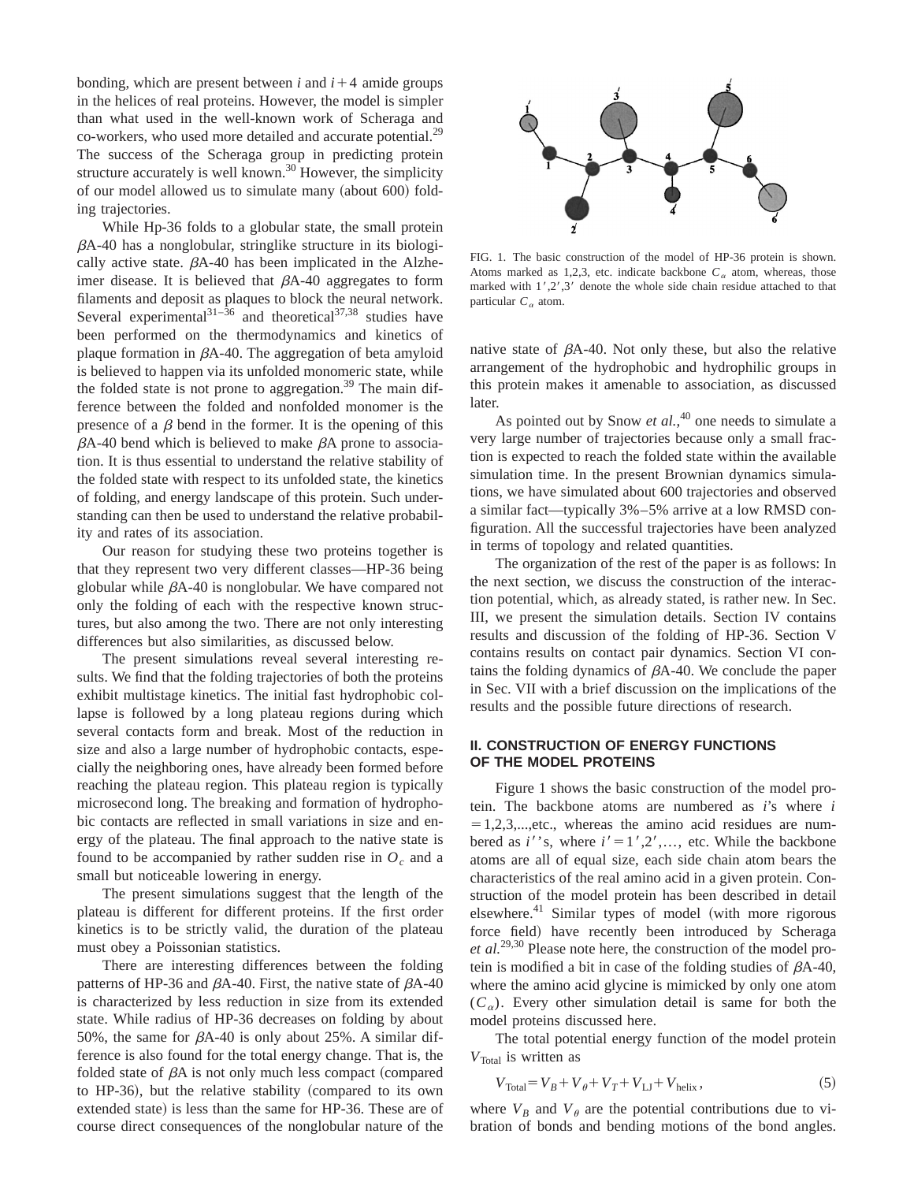bonding, which are present between $i$ and $i+4$ amide groups in the helices of real proteins. However, the model is simpler than what used in the well-known work of Scheraga and co-workers, who used more detailed and accurate potential.[29] The success of the Scheraga group in predicting protein structure accurately is well known.[30] However, the simplicity of our model allowed us to simulate many (about 600) folding trajectories.

While Hp-36 folds to a globular state, the small protein $\beta$A-40 has a nonglobular, stringlike structure in its biologically active state. $\beta$A-40 has been implicated in the Alzheimer disease. It is believed that $\beta$A-40 aggregates to form filaments and deposit as plaques to block the neural network. Several experimental[31–36] and theoretical[37,38] studies have been performed on the thermodynamics and kinetics of plaque formation in $\beta$A-40. The aggregation of beta amyloid is believed to happen via its unfolded monomeric state, while the folded state is not prone to aggregation.[39] The main difference between the folded and nonfolded monomer is the presence of a $\beta$ bend in the former. It is the opening of this $\beta$A-40 bend which is believed to make $\beta$A prone to association. It is thus essential to understand the relative stability of the folded state with respect to its unfolded state, the kinetics of folding, and energy landscape of this protein. Such understanding can then be used to understand the relative probability and rates of its association.

Our reason for studying these two proteins together is that they represent two very different classes—HP-36 being globular while $\beta$A-40 is nonglobular. We have compared not only the folding of each with the respective known structures, but also among the two. There are not only interesting differences but also similarities, as discussed below.

The present simulations reveal several interesting results. We find that the folding trajectories of both the proteins exhibit multistage kinetics. The initial fast hydrophobic collapse is followed by a long plateau regions during which several contacts form and break. Most of the reduction in size and also a large number of hydrophobic contacts, especially the neighboring ones, have already been formed before reaching the plateau region. This plateau region is typically microsecond long. The breaking and formation of hydrophobic contacts are reflected in small variations in size and energy of the plateau. The final approach to the native state is found to be accompanied by rather sudden rise in $O_c$ and a small but noticeable lowering in energy.

The present simulations suggest that the length of the plateau is different for different proteins. If the first order kinetics is to be strictly valid, the duration of the plateau must obey a Poissonian statistics.

There are interesting differences between the folding patterns of HP-36 and $\beta$A-40. First, the native state of $\beta$A-40 is characterized by less reduction in size from its extended state. While radius of HP-36 decreases on folding by about 50%, the same for $\beta$A-40 is only about 25%. A similar difference is also found for the total energy change. That is, the folded state of $\beta$A is not only much less compact (compared to HP-36), but the relative stability (compared to its own extended state) is less than the same for HP-36. These are of course direct consequences of the nonglobular nature of the native state of $\beta$A-40. Not only these, but also the relative arrangement of the hydrophobic and hydrophilic groups in this protein makes it amenable to association, as discussed later.

1′
3′
5′
1
2
3
4
5
6
4′
6′
2′

FIG. 1. The basic construction of the model of HP-36 protein is shown. Atoms marked as 1,2,3, etc. indicate backbone $C_\alpha$ atom, whereas, those marked with $1', 2', 3'$ denote the whole side chain residue attached to that particular $C_\alpha$ atom.

As pointed out by Snow *et al.*,[40] one needs to simulate a very large number of trajectories because only a small fraction is expected to reach the folded state within the available simulation time. In the present Brownian dynamics simulations, we have simulated about 600 trajectories and observed a similar fact—typically 3%–5% arrive at a low RMSD configuration. All the successful trajectories have been analyzed in terms of topology and related quantities.

The organization of the rest of the paper is as follows: In the next section, we discuss the construction of the interaction potential, which, as already stated, is rather new. In Sec. III, we present the simulation details. Section IV contains results and discussion of the folding of HP-36. Section V contains results on contact pair dynamics. Section VI contains the folding dynamics of $\beta$A-40. We conclude the paper in Sec. VII with a brief discussion on the implications of the results and the possible future directions of research.

## II. CONSTRUCTION OF ENERGY FUNCTIONS OF THE MODEL PROTEINS

Figure 1 shows the basic construction of the model protein. The backbone atoms are numbered as $i$'s where $i = 1,2,3,...,$etc., whereas the amino acid residues are numbered as $i'$'s, where $i' = 1', 2', \ldots,$ etc. While the backbone atoms are all of equal size, each side chain atom bears the characteristics of the real amino acid in a given protein. Construction of the model protein has been described in detail elsewhere.[41] Similar types of model (with more rigorous force field) have recently been introduced by Scheraga *et al.*[29,30] Please note here, the construction of the model protein is modified a bit in case of the folding studies of $\beta$A-40, where the amino acid glycine is mimicked by only one atom ($C_\alpha$). Every other simulation detail is same for both the model proteins discussed here.

The total potential energy function of the model protein $V_{\text{Total}}$ is written as

$$V_{\text{Total}} = V_B + V_\theta + V_T + V_{\text{LJ}} + V_{\text{helix}}, \tag{5}$$

where $V_B$ and $V_\theta$ are the potential contributions due to vibration of bonds and bending motions of the bond angles.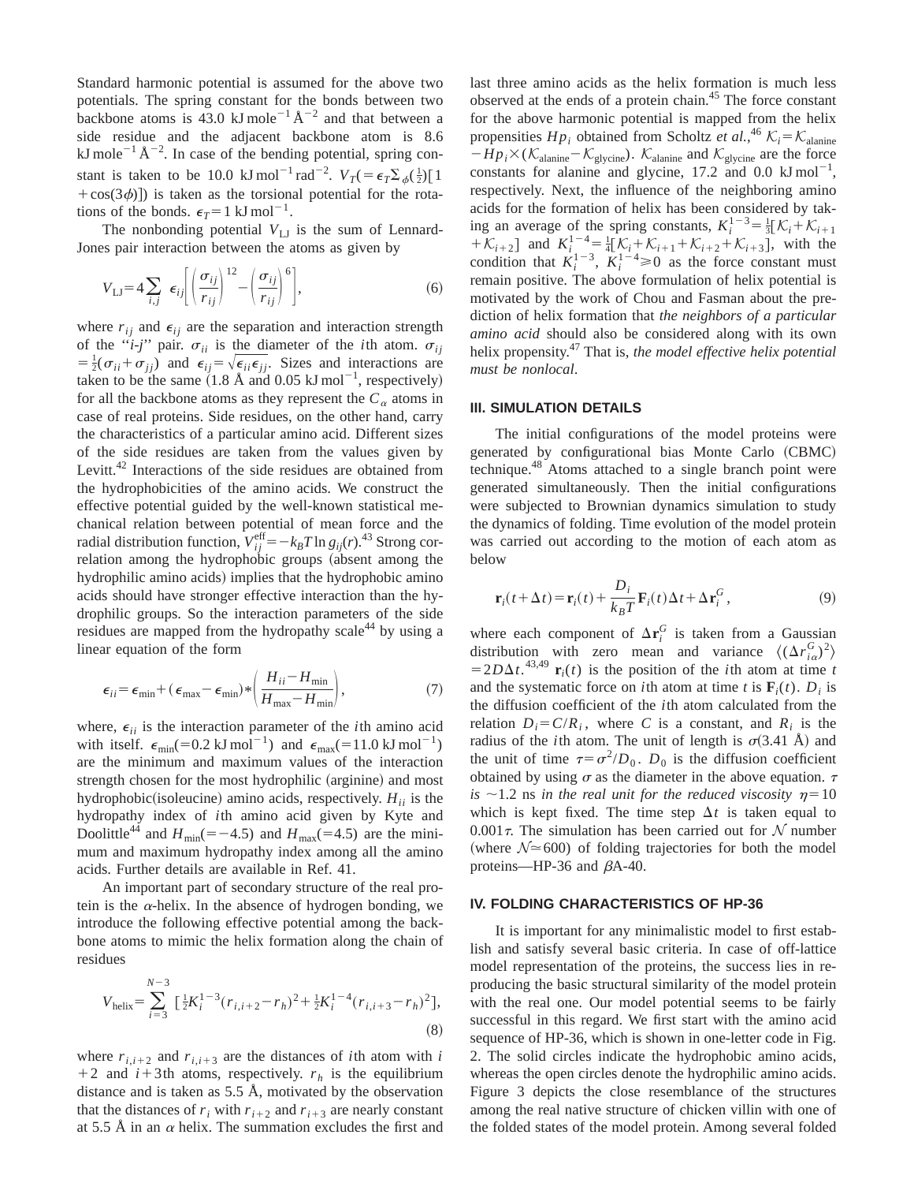Standard harmonic potential is assumed for the above two potentials. The spring constant for the bonds between two backbone atoms is 43.0 kJ mole$^{-1}$ Å$^{-2}$ and that between a side residue and the adjacent backbone atom is 8.6 kJ mole$^{-1}$ Å$^{-2}$. In case of the bending potential, spring constant is taken to be 10.0 kJ mol$^{-1}$ rad$^{-2}$. $V_T(=\epsilon_T \Sigma_\phi(\frac{1}{2})[1+\cos(3\phi)])$ is taken as the torsional potential for the rotations of the bonds. $\epsilon_T = 1$ kJ mol$^{-1}$.

The nonbonding potential $V_{\mathrm{LJ}}$ is the sum of Lennard-Jones pair interaction between the atoms as given by

$$V_{\mathrm{LJ}} = 4\sum_{i,j} \epsilon_{ij}\left[\left(\frac{\sigma_{ij}}{r_{ij}}\right)^{12} - \left(\frac{\sigma_{ij}}{r_{ij}}\right)^{6}\right], \tag{6}$$

where $r_{ij}$ and $\epsilon_{ij}$ are the separation and interaction strength of the "$i$-$j$" pair. $\sigma_{ii}$ is the diameter of the $i$th atom. $\sigma_{ij} = \frac{1}{2}(\sigma_{ii}+\sigma_{jj})$ and $\epsilon_{ij} = \sqrt{\epsilon_{ii}\epsilon_{jj}}$. Sizes and interactions are taken to be the same (1.8 Å and 0.05 kJ mol$^{-1}$, respectively) for all the backbone atoms as they represent the $C_\alpha$ atoms in case of real proteins. Side residues, on the other hand, carry the characteristics of a particular amino acid. Different sizes of the side residues are taken from the values given by Levitt.[42] Interactions of the side residues are obtained from the hydrophobicities of the amino acids. We construct the effective potential guided by the well-known statistical mechanical relation between potential of mean force and the radial distribution function, $V_{ij}^{\mathrm{eff}} = -k_B T \ln g_{ij}(r)$.[43] Strong correlation among the hydrophobic groups (absent among the hydrophilic amino acids) implies that the hydrophobic amino acids should have stronger effective interaction than the hydrophilic groups. So the interaction parameters of the side residues are mapped from the hydropathy scale[44] by using a linear equation of the form

$$\epsilon_{ii} = \epsilon_{\min} + (\epsilon_{\max} - \epsilon_{\min}) * \left(\frac{H_{ii} - H_{\min}}{H_{\max} - H_{\min}}\right), \tag{7}$$

where, $\epsilon_{ii}$ is the interaction parameter of the $i$th amino acid with itself. $\epsilon_{\min}(=0.2$ kJ mol$^{-1})$ and $\epsilon_{\max}(=11.0$ kJ mol$^{-1})$ are the minimum and maximum values of the interaction strength chosen for the most hydrophilic (arginine) and most hydrophobic(isoleucine) amino acids, respectively. $H_{ii}$ is the hydropathy index of $i$th amino acid given by Kyte and Doolittle[44] and $H_{\min}(=-4.5)$ and $H_{\max}(=4.5)$ are the minimum and maximum hydropathy index among all the amino acids. Further details are available in Ref. 41.

An important part of secondary structure of the real protein is the $\alpha$-helix. In the absence of hydrogen bonding, we introduce the following effective potential among the backbone atoms to mimic the helix formation along the chain of residues

$$V_{\mathrm{helix}} = \sum_{i=3}^{N-3} \left[\tfrac{1}{2}K_i^{1-3}(r_{i,i+2} - r_h)^2 + \tfrac{1}{2}K_i^{1-4}(r_{i,i+3} - r_h)^2\right], \tag{8}$$

where $r_{i,i+2}$ and $r_{i,i+3}$ are the distances of $i$th atom with $i+2$ and $i+3$th atoms, respectively. $r_h$ is the equilibrium distance and is taken as 5.5 Å, motivated by the observation that the distances of $r_i$ with $r_{i+2}$ and $r_{i+3}$ are nearly constant at 5.5 Å in an $\alpha$ helix. The summation excludes the first and last three amino acids as the helix formation is much less observed at the ends of a protein chain.[45] The force constant for the above harmonic potential is mapped from the helix propensities $Hp_i$ obtained from Scholtz *et al.*,[46] $\mathcal{K}_i = \mathcal{K}_{\mathrm{alanine}} - Hp_i \times (\mathcal{K}_{\mathrm{alanine}} - \mathcal{K}_{\mathrm{glycine}})$. $\mathcal{K}_{\mathrm{alanine}}$ and $\mathcal{K}_{\mathrm{glycine}}$ are the force constants for alanine and glycine, 17.2 and 0.0 kJ mol$^{-1}$, respectively. Next, the influence of the neighboring amino acids for the formation of helix has been considered by taking an average of the spring constants, $K_i^{1-3} = \frac{1}{3}[\mathcal{K}_i + \mathcal{K}_{i+1} + \mathcal{K}_{i+2}]$ and $K_i^{1-4} = \frac{1}{4}[\mathcal{K}_i + \mathcal{K}_{i+1} + \mathcal{K}_{i+2} + \mathcal{K}_{i+3}]$, with the condition that $K_i^{1-3}$, $K_i^{1-4} \geq 0$ as the force constant must remain positive. The above formulation of helix potential is motivated by the work of Chou and Fasman about the prediction of helix formation that *the neighbors of a particular amino acid* should also be considered along with its own helix propensity.[47] That is, *the model effective helix potential must be nonlocal*.

## III. SIMULATION DETAILS

The initial configurations of the model proteins were generated by configurational bias Monte Carlo (CBMC) technique.[48] Atoms attached to a single branch point were generated simultaneously. Then the initial configurations were subjected to Brownian dynamics simulation to study the dynamics of folding. Time evolution of the model protein was carried out according to the motion of each atom as below

$$\mathbf{r}_i(t+\Delta t) = \mathbf{r}_i(t) + \frac{D_i}{k_B T}\mathbf{F}_i(t)\Delta t + \Delta \mathbf{r}_i^G, \tag{9}$$

where each component of $\Delta \mathbf{r}_i^G$ is taken from a Gaussian distribution with zero mean and variance $\langle (\Delta r_{i\alpha}^G)^2 \rangle = 2D\Delta t$.[43,49] $\mathbf{r}_i(t)$ is the position of the $i$th atom at time $t$ and the systematic force on $i$th atom at time $t$ is $\mathbf{F}_i(t)$. $D_i$ is the diffusion coefficient of the $i$th atom calculated from the relation $D_i = C/R_i$, where $C$ is a constant, and $R_i$ is the radius of the $i$th atom. The unit of length is $\sigma$(3.41 Å) and the unit of time $\tau = \sigma^2/D_0$. $D_0$ is the diffusion coefficient obtained by using $\sigma$ as the diameter in the above equation. $\tau$ *is* $\sim$1.2 ns *in the real unit for the reduced viscosity* $\eta = 10$ which is kept fixed. The time step $\Delta t$ is taken equal to $0.001\tau$. The simulation has been carried out for $\mathcal{N}$ number (where $\mathcal{N} \simeq 600$) of folding trajectories for both the model proteins—HP-36 and $\beta$A-40.

## IV. FOLDING CHARACTERISTICS OF HP-36

It is important for any minimalistic model to first establish and satisfy several basic criteria. In case of off-lattice model representation of the proteins, the success lies in reproducing the basic structural similarity of the model protein with the real one. Our model potential seems to be fairly successful in this regard. We first start with the amino acid sequence of HP-36, which is shown in one-letter code in Fig. 2. The solid circles indicate the hydrophobic amino acids, whereas the open circles denote the hydrophilic amino acids. Figure 3 depicts the close resemblance of the structures among the real native structure of chicken villin with one of the folded states of the model protein. Among several folded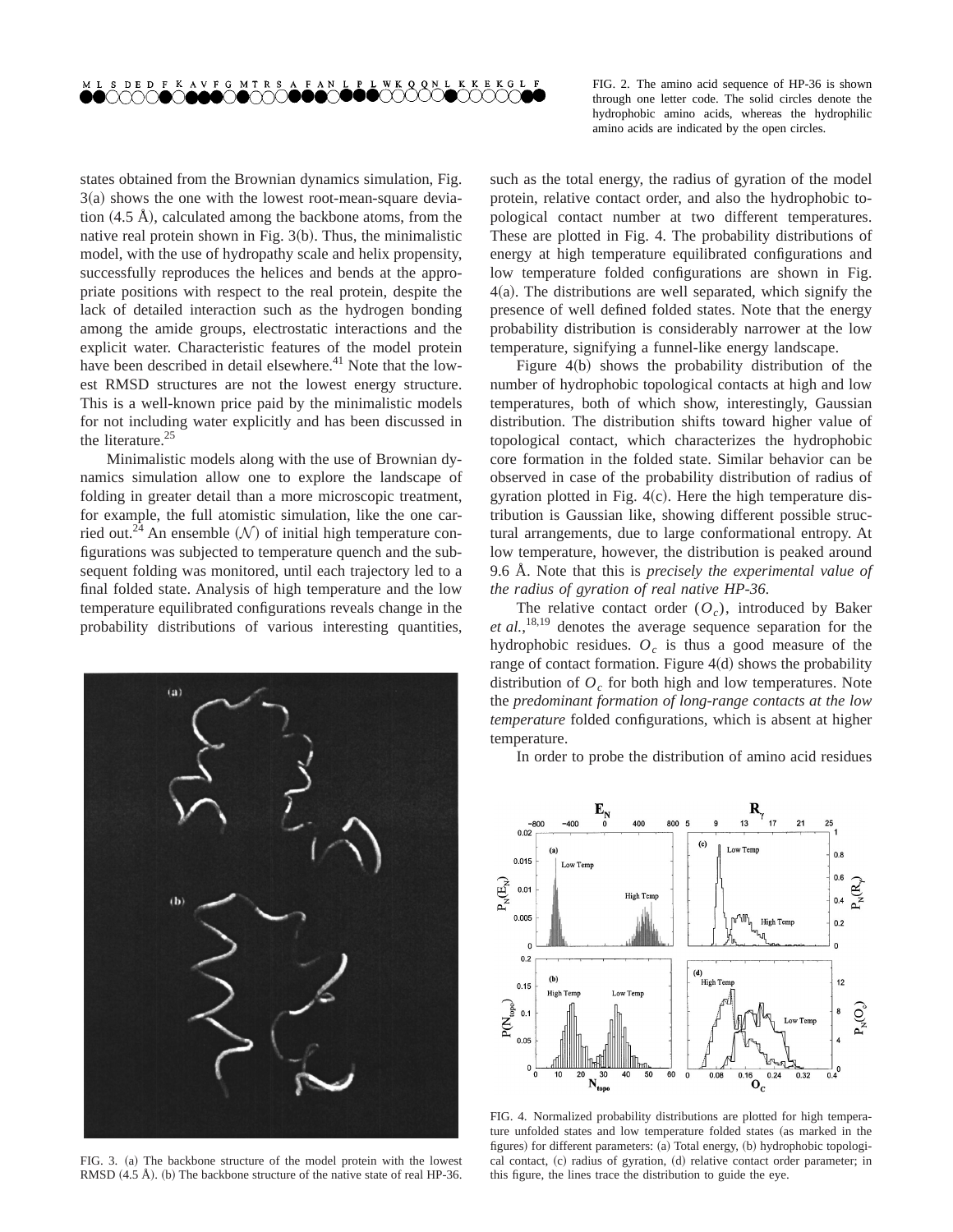M L S D E D F K A V F G M T R S A F A N L P L W K Q Q N L K K E K G L F

FIG. 2. The amino acid sequence of HP-36 is shown through one letter code. The solid circles denote the hydrophobic amino acids, whereas the hydrophilic amino acids are indicated by the open circles.

states obtained from the Brownian dynamics simulation, Fig. 3(a) shows the one with the lowest root-mean-square deviation (4.5 Å), calculated among the backbone atoms, from the native real protein shown in Fig. 3(b). Thus, the minimalistic model, with the use of hydropathy scale and helix propensity, successfully reproduces the helices and bends at the appropriate positions with respect to the real protein, despite the lack of detailed interaction such as the hydrogen bonding among the amide groups, electrostatic interactions and the explicit water. Characteristic features of the model protein have been described in detail elsewhere.[41] Note that the lowest RMSD structures are not the lowest energy structure. This is a well-known price paid by the minimalistic models for not including water explicitly and has been discussed in the literature.[25]

Minimalistic models along with the use of Brownian dynamics simulation allow one to explore the landscape of folding in greater detail than a more microscopic treatment, for example, the full atomistic simulation, like the one carried out.[24] An ensemble ($\mathcal{N}$) of initial high temperature configurations was subjected to temperature quench and the subsequent folding was monitored, until each trajectory led to a final folded state. Analysis of high temperature and the low temperature equilibrated configurations reveals change in the probability distributions of various interesting quantities, such as the total energy, the radius of gyration of the model protein, relative contact order, and also the hydrophobic topological contact number at two different temperatures. These are plotted in Fig. 4. The probability distributions of energy at high temperature equilibrated configurations and low temperature folded configurations are shown in Fig. 4(a). The distributions are well separated, which signify the presence of well defined folded states. Note that the energy probability distribution is considerably narrower at the low temperature, signifying a funnel-like energy landscape.

Figure 4(b) shows the probability distribution of the number of hydrophobic topological contacts at high and low temperatures, both of which show, interestingly, Gaussian distribution. The distribution shifts toward higher value of topological contact, which characterizes the hydrophobic core formation in the folded state. Similar behavior can be observed in case of the probability distribution of radius of gyration plotted in Fig. 4(c). Here the high temperature distribution is Gaussian like, showing different possible structural arrangements, due to large conformational entropy. At low temperature, however, the distribution is peaked around 9.6 Å. Note that this is *precisely the experimental value of the radius of gyration of real native HP-36.*

The relative contact order ($O_c$), introduced by Baker *et al.*,[18,19] denotes the average sequence separation for the hydrophobic residues. $O_c$ is thus a good measure of the range of contact formation. Figure 4(d) shows the probability distribution of $O_c$ for both high and low temperatures. Note the *predominant formation of long-range contacts at the low temperature* folded configurations, which is absent at higher temperature.

In order to probe the distribution of amino acid residues

(a)

(b)

FIG. 3. (a) The backbone structure of the model protein with the lowest RMSD (4.5 Å). (b) The backbone structure of the native state of real HP-36.

$E_N$

−800 −400 0 400 800

(a) Low Temp High Temp

$P_N(E_N)$

0.02 0.015 0.01 0.005 0

$R_\gamma$

5 9 13 17 21 25

(c) Low Temp High Temp

$P_N(R_\gamma)$

1 0.8 0.6 0.4 0.2 0

(b) High Temp Low Temp

$P(N_{topo})$

0.2 0.15 0.1 0.05 0

0 10 20 30 40 50 60

$N_{topo}$

(d) High Temp Low Temp

$P_N(O_c)$

12 8 4 0

0 0.08 0.16 0.24 0.32 0.4

$O_C$

FIG. 4. Normalized probability distributions are plotted for high temperature unfolded states and low temperature folded states (as marked in the figures) for different parameters: (a) Total energy, (b) hydrophobic topological contact, (c) radius of gyration, (d) relative contact order parameter; in this figure, the lines trace the distribution to guide the eye.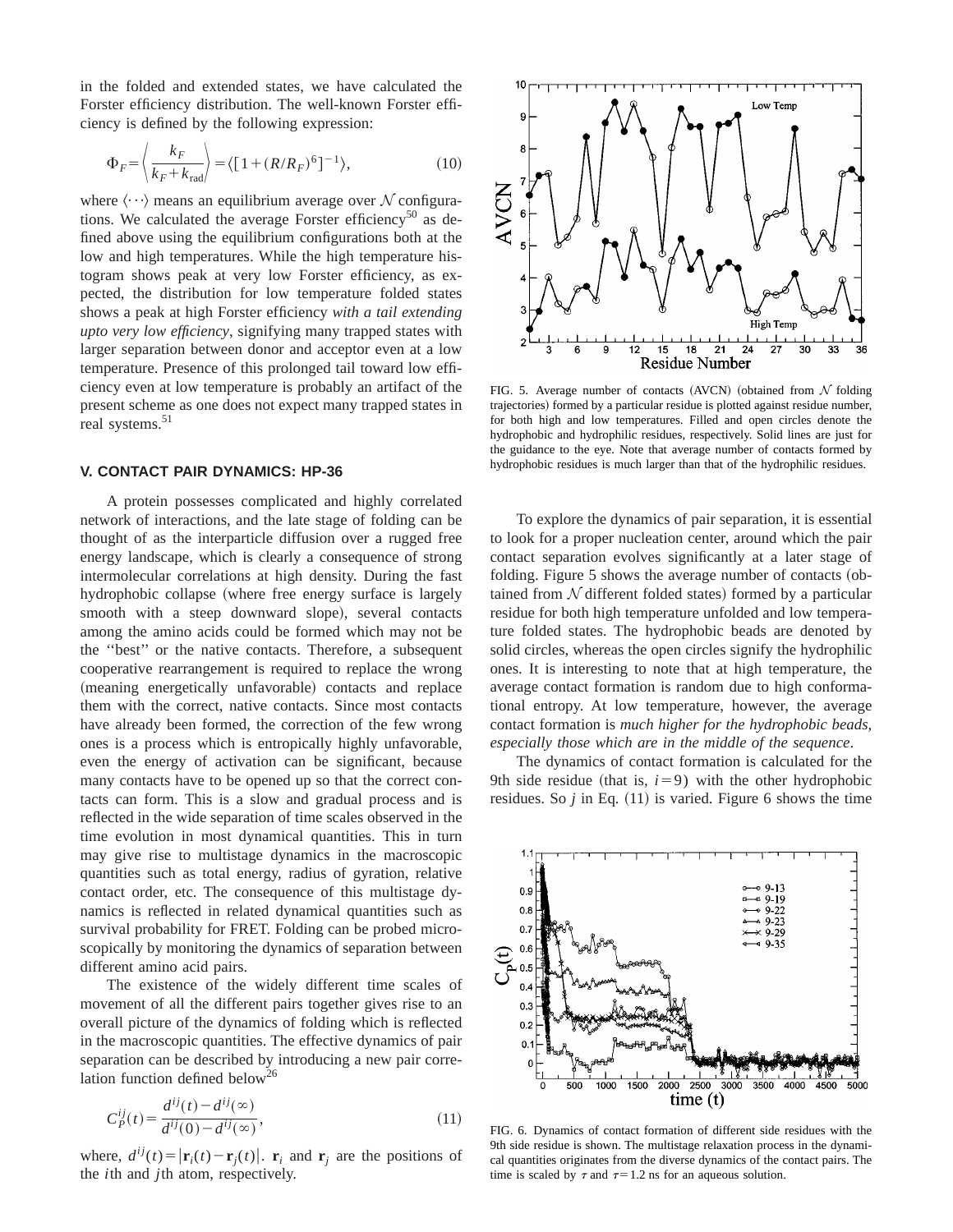in the folded and extended states, we have calculated the Forster efficiency distribution. The well-known Forster efficiency is defined by the following expression:

$$\Phi_F = \left\langle \frac{k_F}{k_F + k_{\text{rad}}} \right\rangle = \langle [1 + (R/R_F)^6]^{-1} \rangle, \tag{10}$$

where $\langle \cdots \rangle$ means an equilibrium average over $\mathcal{N}$ configurations. We calculated the average Forster efficiency[50] as defined above using the equilibrium configurations both at the low and high temperatures. While the high temperature histogram shows peak at very low Forster efficiency, as expected, the distribution for low temperature folded states shows a peak at high Forster efficiency *with a tail extending upto very low efficiency*, signifying many trapped states with larger separation between donor and acceptor even at a low temperature. Presence of this prolonged tail toward low efficiency even at low temperature is probably an artifact of the present scheme as one does not expect many trapped states in real systems.[51]

## V. CONTACT PAIR DYNAMICS: HP-36

A protein possesses complicated and highly correlated network of interactions, and the late stage of folding can be thought of as the interparticle diffusion over a rugged free energy landscape, which is clearly a consequence of strong intermolecular correlations at high density. During the fast hydrophobic collapse (where free energy surface is largely smooth with a steep downward slope), several contacts among the amino acids could be formed which may not be the ''best'' or the native contacts. Therefore, a subsequent cooperative rearrangement is required to replace the wrong (meaning energetically unfavorable) contacts and replace them with the correct, native contacts. Since most contacts have already been formed, the correction of the few wrong ones is a process which is entropically highly unfavorable, even the energy of activation can be significant, because many contacts have to be opened up so that the correct contacts can form. This is a slow and gradual process and is reflected in the wide separation of time scales observed in the time evolution in most dynamical quantities. This in turn may give rise to multistage dynamics in the macroscopic quantities such as total energy, radius of gyration, relative contact order, etc. The consequence of this multistage dynamics is reflected in related dynamical quantities such as survival probability for FRET. Folding can be probed microscopically by monitoring the dynamics of separation between different amino acid pairs.

The existence of the widely different time scales of movement of all the different pairs together gives rise to an overall picture of the dynamics of folding which is reflected in the macroscopic quantities. The effective dynamics of pair separation can be described by introducing a new pair correlation function defined below[26]

$$C_P^{ij}(t) = \frac{d^{ij}(t) - d^{ij}(\infty)}{d^{ij}(0) - d^{ij}(\infty)}, \tag{11}$$

where, $d^{ij}(t) = |\mathbf{r}_i(t) - \mathbf{r}_j(t)|$. $\mathbf{r}_i$ and $\mathbf{r}_j$ are the positions of the $i$th and $j$th atom, respectively.

Low Temp
High Temp
AVCN
Residue Number
10 9 8 7 6 5 4 3 2
3 6 9 12 15 18 21 24 27 30 33 36

FIG. 5. Average number of contacts (AVCN) (obtained from $\mathcal{N}$ folding trajectories) formed by a particular residue is plotted against residue number, for both high and low temperatures. Filled and open circles denote the hydrophobic and hydrophilic residues, respectively. Solid lines are just for the guidance to the eye. Note that average number of contacts formed by hydrophobic residues is much larger than that of the hydrophilic residues.

To explore the dynamics of pair separation, it is essential to look for a proper nucleation center, around which the pair contact separation evolves significantly at a later stage of folding. Figure 5 shows the average number of contacts (obtained from $\mathcal{N}$ different folded states) formed by a particular residue for both high temperature unfolded and low temperature folded states. The hydrophobic beads are denoted by solid circles, whereas the open circles signify the hydrophilic ones. It is interesting to note that at high temperature, the average contact formation is random due to high conformational entropy. At low temperature, however, the average contact formation is *much higher for the hydrophobic beads, especially those which are in the middle of the sequence*.

The dynamics of contact formation is calculated for the 9th side residue (that is, $i = 9$) with the other hydrophobic residues. So $j$ in Eq. (11) is varied. Figure 6 shows the time

9-13
9-19
9-22
9-23
9-29
9-35
$C_P(t)$
time (t)
1.1 1 0.9 0.8 0.7 0.6 0.5 0.4 0.3 0.2 0.1 0
0 500 1000 1500 2000 2500 3000 3500 4000 4500 5000

FIG. 6. Dynamics of contact formation of different side residues with the 9th side residue is shown. The multistage relaxation process in the dynamical quantities originates from the diverse dynamics of the contact pairs. The time is scaled by $\tau$ and $\tau = 1.2$ ns for an aqueous solution.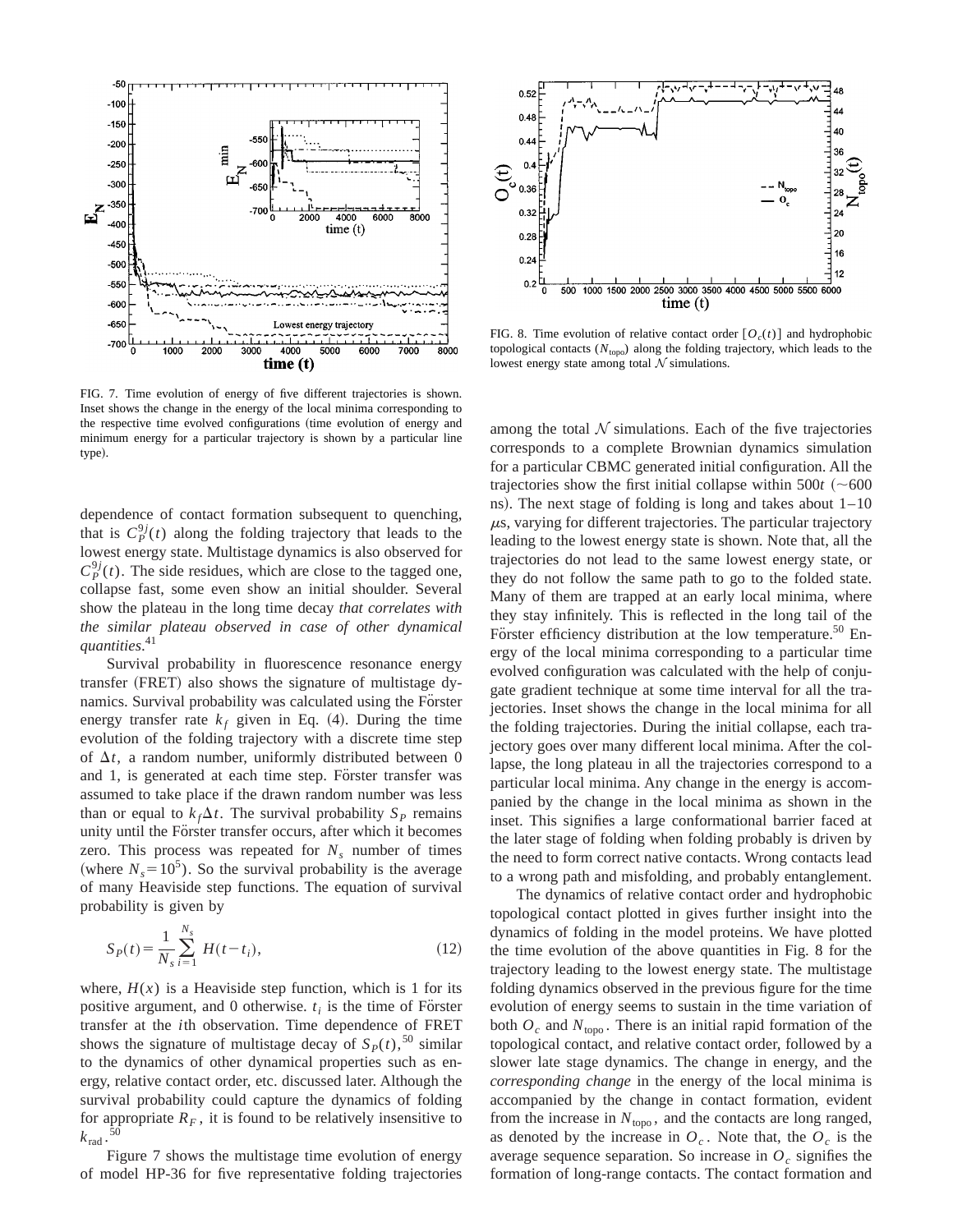-50
-100
-150
-200
-250
-300
-350
-400
-450
-500
-550
-600
-650
-700
0 1000 2000 3000 4000 5000 6000 7000 8000
time (t)
$E_N$
Lowest energy trajectory
$E_N^{min}$
-550
-600
-650
-700
0 2000 4000 6000 8000
time (t)

FIG. 7. Time evolution of energy of five different trajectories is shown. Inset shows the change in the energy of the local minima corresponding to the respective time evolved configurations (time evolution of energy and minimum energy for a particular trajectory is shown by a particular line type).

0.52
0.48
0.44
0.4
0.36
0.32
0.28
0.24
0.2
0 500 1000 1500 2000 2500 3000 3500 4000 4500 5000 5500 6000
time (t)
$O_c(t)$
$N_{topo}(t)$
48
44
40
36
32
28
24
20
16
12
$N_{topo}$
$O_c$

FIG. 8. Time evolution of relative contact order $[O_c(t)]$ and hydrophobic topological contacts ($N_{\text{topo}}$) along the folding trajectory, which leads to the lowest energy state among total $\mathcal{N}$ simulations.

dependence of contact formation subsequent to quenching, that is $C_P^{9j}(t)$ along the folding trajectory that leads to the lowest energy state. Multistage dynamics is also observed for $C_P^{9j}(t)$. The side residues, which are close to the tagged one, collapse fast, some even show an initial shoulder. Several show the plateau in the long time decay *that correlates with the similar plateau observed in case of other dynamical quantities*.[41]

Survival probability in fluorescence resonance energy transfer (FRET) also shows the signature of multistage dynamics. Survival probability was calculated using the Förster energy transfer rate $k_f$ given in Eq. (4). During the time evolution of the folding trajectory with a discrete time step of $\Delta t$, a random number, uniformly distributed between 0 and 1, is generated at each time step. Förster transfer was assumed to take place if the drawn random number was less than or equal to $k_f \Delta t$. The survival probability $S_P$ remains unity until the Förster transfer occurs, after which it becomes zero. This process was repeated for $N_s$ number of times (where $N_s = 10^5$). So the survival probability is the average of many Heaviside step functions. The equation of survival probability is given by

$$S_P(t) = \frac{1}{N_s} \sum_{i=1}^{N_s} H(t - t_i), \tag{12}$$

where, $H(x)$ is a Heaviside step function, which is 1 for its positive argument, and 0 otherwise. $t_i$ is the time of Förster transfer at the $i$th observation. Time dependence of FRET shows the signature of multistage decay of $S_P(t)$,[50] similar to the dynamics of other dynamical properties such as energy, relative contact order, etc. discussed later. Although the survival probability could capture the dynamics of folding for appropriate $R_F$, it is found to be relatively insensitive to $k_{\text{rad}}$.[50]

Figure 7 shows the multistage time evolution of energy of model HP-36 for five representative folding trajectories among the total $\mathcal{N}$ simulations. Each of the five trajectories corresponds to a complete Brownian dynamics simulation for a particular CBMC generated initial configuration. All the trajectories show the first initial collapse within $500t$ ($\sim$600 ns). The next stage of folding is long and takes about 1–10 $\mu$s, varying for different trajectories. The particular trajectory leading to the lowest energy state is shown. Note that, all the trajectories do not lead to the same lowest energy state, or they do not follow the same path to go to the folded state. Many of them are trapped at an early local minima, where they stay infinitely. This is reflected in the long tail of the Förster efficiency distribution at the low temperature.[50] Energy of the local minima corresponding to a particular time evolved configuration was calculated with the help of conjugate gradient technique at some time interval for all the trajectories. Inset shows the change in the local minima for all the folding trajectories. During the initial collapse, each trajectory goes over many different local minima. After the collapse, the long plateau in all the trajectories correspond to a particular local minima. Any change in the energy is accompanied by the change in the local minima as shown in the inset. This signifies a large conformational barrier faced at the later stage of folding when folding probably is driven by the need to form correct native contacts. Wrong contacts lead to a wrong path and misfolding, and probably entanglement.

The dynamics of relative contact order and hydrophobic topological contact plotted in gives further insight into the dynamics of folding in the model proteins. We have plotted the time evolution of the above quantities in Fig. 8 for the trajectory leading to the lowest energy state. The multistage folding dynamics observed in the previous figure for the time evolution of energy seems to sustain in the time variation of both $O_c$ and $N_{\text{topo}}$. There is an initial rapid formation of the topological contact, and relative contact order, followed by a slower late stage dynamics. The change in energy, and the *corresponding change* in the energy of the local minima is accompanied by the change in contact formation, evident from the increase in $N_{\text{topo}}$, and the contacts are long ranged, as denoted by the increase in $O_c$. Note that, the $O_c$ is the average sequence separation. So increase in $O_c$ signifies the formation of long-range contacts. The contact formation and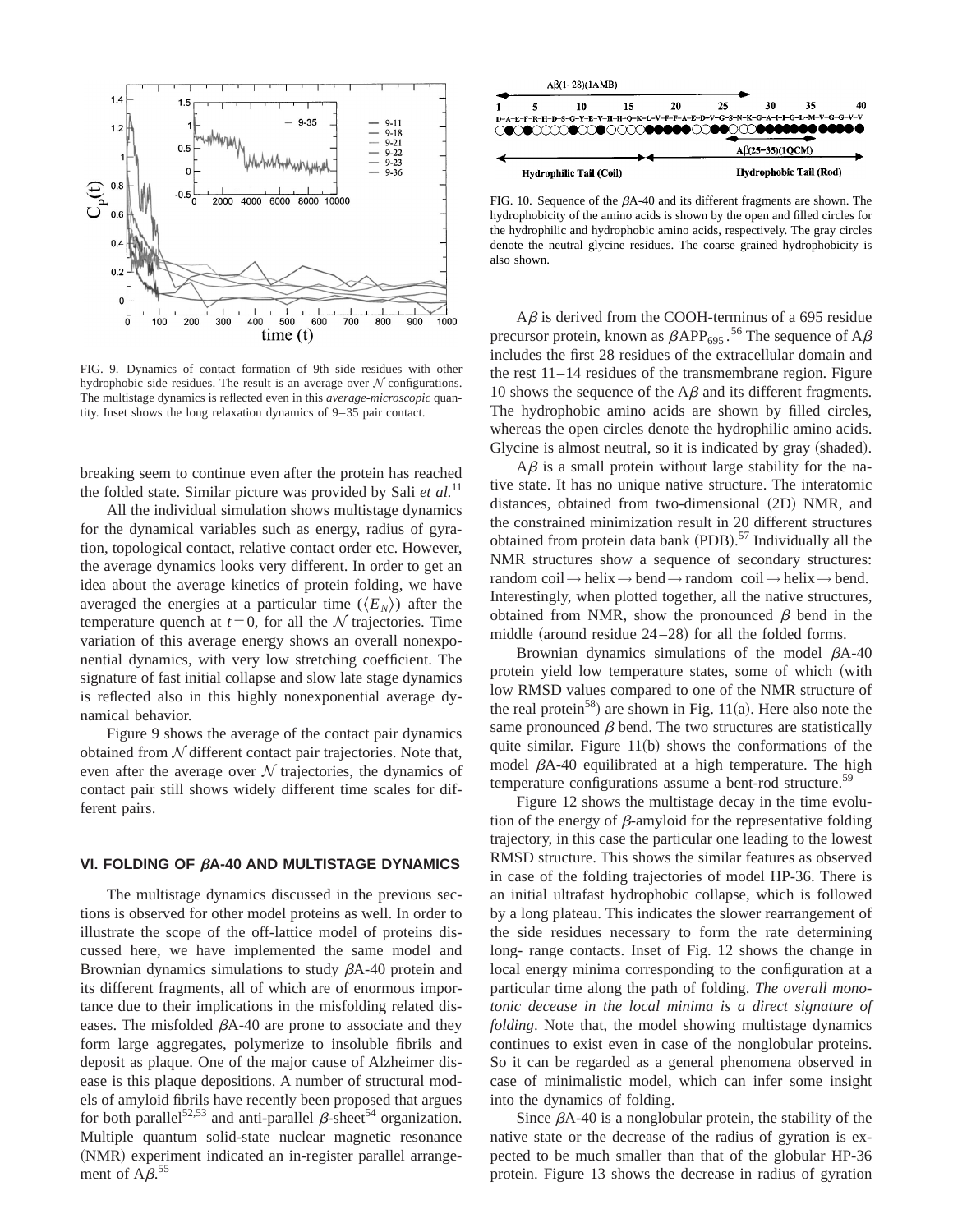1.4
1.2
1
0.8
0.6
0.4
0.2
0
$C_P(t)$
0 100 200 300 400 500 600 700 800 900 1000
time (t)
9-11
9-18
9-21
9-22
9-23
9-36
1.5
1
0.5
0
-0.5
0 2000 4000 6000 8000 10000
9-35

FIG. 9. Dynamics of contact formation of 9th side residues with other hydrophobic side residues. The result is an average over $\mathcal{N}$ configurations. The multistage dynamics is reflected even in this *average-microscopic* quantity. Inset shows the long relaxation dynamics of 9–35 pair contact.

Aβ(1–28)(1AMB)
1 5 10 15 20 25 30 35 40
D–A–E–F–R–H–D–S–G–Y–E–V–H–H–Q–K–L–V–F–F–A–E–D–V–G–S–N–K–G–A–I–I–G–L–M–V–G–G–V–V
Aβ(25–35)(1QCM)
Hydrophilic Tail (Coil)
Hydrophobic Tail (Rod)

FIG. 10. Sequence of the $\beta$A-40 and its different fragments are shown. The hydrophobicity of the amino acids is shown by the open and filled circles for the hydrophilic and hydrophobic amino acids, respectively. The gray circles denote the neutral glycine residues. The coarse grained hydrophobicity is also shown.

breaking seem to continue even after the protein has reached the folded state. Similar picture was provided by Sali *et al.*[11]

All the individual simulation shows multistage dynamics for the dynamical variables such as energy, radius of gyration, topological contact, relative contact order etc. However, the average dynamics looks very different. In order to get an idea about the average kinetics of protein folding, we have averaged the energies at a particular time ($\langle E_N \rangle$) after the temperature quench at $t=0$, for all the $\mathcal{N}$ trajectories. Time variation of this average energy shows an overall nonexponential dynamics, with very low stretching coefficient. The signature of fast initial collapse and slow late stage dynamics is reflected also in this highly nonexponential average dynamical behavior.

Figure 9 shows the average of the contact pair dynamics obtained from $\mathcal{N}$ different contact pair trajectories. Note that, even after the average over $\mathcal{N}$ trajectories, the dynamics of contact pair still shows widely different time scales for different pairs.

## VI. FOLDING OF $\beta$A-40 AND MULTISTAGE DYNAMICS

The multistage dynamics discussed in the previous sections is observed for other model proteins as well. In order to illustrate the scope of the off-lattice model of proteins discussed here, we have implemented the same model and Brownian dynamics simulations to study $\beta$A-40 protein and its different fragments, all of which are of enormous importance due to their implications in the misfolding related diseases. The misfolded $\beta$A-40 are prone to associate and they form large aggregates, polymerize to insoluble fibrils and deposit as plaque. One of the major cause of Alzheimer disease is this plaque depositions. A number of structural models of amyloid fibrils have recently been proposed that argues for both parallel[52,53] and anti-parallel $\beta$-sheet[54] organization. Multiple quantum solid-state nuclear magnetic resonance (NMR) experiment indicated an in-register parallel arrangement of A$\beta$.[55]

A$\beta$ is derived from the COOH-terminus of a 695 residue precursor protein, known as $\beta$APP$_{695}$.[56] The sequence of A$\beta$ includes the first 28 residues of the extracellular domain and the rest 11–14 residues of the transmembrane region. Figure 10 shows the sequence of the A$\beta$ and its different fragments. The hydrophobic amino acids are shown by filled circles, whereas the open circles denote the hydrophilic amino acids. Glycine is almost neutral, so it is indicated by gray (shaded).

A$\beta$ is a small protein without large stability for the native state. It has no unique native structure. The interatomic distances, obtained from two-dimensional (2D) NMR, and the constrained minimization result in 20 different structures obtained from protein data bank (PDB).[57] Individually all the NMR structures show a sequence of secondary structures: random coil → helix → bend → random coil → helix → bend. Interestingly, when plotted together, all the native structures, obtained from NMR, show the pronounced $\beta$ bend in the middle (around residue 24–28) for all the folded forms.

Brownian dynamics simulations of the model $\beta$A-40 protein yield low temperature states, some of which (with low RMSD values compared to one of the NMR structure of the real protein[58]) are shown in Fig. 11(a). Here also note the same pronounced $\beta$ bend. The two structures are statistically quite similar. Figure 11(b) shows the conformations of the model $\beta$A-40 equilibrated at a high temperature. The high temperature configurations assume a bent-rod structure.[59]

Figure 12 shows the multistage decay in the time evolution of the energy of $\beta$-amyloid for the representative folding trajectory, in this case the particular one leading to the lowest RMSD structure. This shows the similar features as observed in case of the folding trajectories of model HP-36. There is an initial ultrafast hydrophobic collapse, which is followed by a long plateau. This indicates the slower rearrangement of the side residues necessary to form the rate determining long- range contacts. Inset of Fig. 12 shows the change in local energy minima corresponding to the configuration at a particular time along the path of folding. *The overall monotonic decease in the local minima is a direct signature of folding*. Note that, the model showing multistage dynamics continues to exist even in case of the nonglobular proteins. So it can be regarded as a general phenomena observed in case of minimalistic model, which can infer some insight into the dynamics of folding.

Since $\beta$A-40 is a nonglobular protein, the stability of the native state or the decrease of the radius of gyration is expected to be much smaller than that of the globular HP-36 protein. Figure 13 shows the decrease in radius of gyration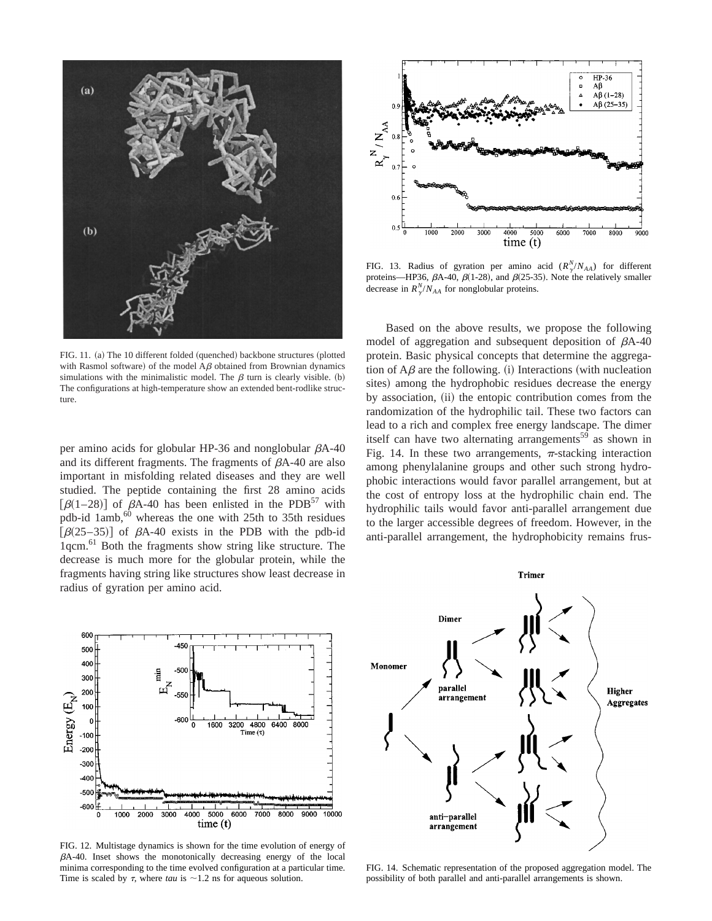FIG. 11. (a) The 10 different folded (quenched) backbone structures (plotted with Rasmol software) of the model Aβ obtained from Brownian dynamics simulations with the minimalistic model. The β turn is clearly visible. (b) The configurations at high-temperature show an extended bent-rodlike structure.

per amino acids for globular HP-36 and nonglobular βA-40 and its different fragments. The fragments of βA-40 are also important in misfolding related diseases and they are well studied. The peptide containing the first 28 amino acids [β(1–28)] of βA-40 has been enlisted in the PDB[57] with pdb-id 1amb,[60] whereas the one with 25th to 35th residues [β(25–35)] of βA-40 exists in the PDB with the pdb-id 1qcm.[61] Both the fragments show string like structure. The decrease is much more for the globular protein, while the fragments having string like structures show least decrease in radius of gyration per amino acid.

FIG. 12. Multistage dynamics is shown for the time evolution of energy of βA-40. Inset shows the monotonically decreasing energy of the local minima corresponding to the time evolved configuration at a particular time. Time is scaled by τ, where *tau* is ~1.2 ns for aqueous solution.

FIG. 13. Radius of gyration per amino acid ($R_\gamma^N/N_{AA}$) for different proteins—HP36, βA-40, β(1-28), and β(25-35). Note the relatively smaller decrease in $R_\gamma^N/N_{AA}$ for nonglobular proteins.

Based on the above results, we propose the following model of aggregation and subsequent deposition of βA-40 protein. Basic physical concepts that determine the aggregation of Aβ are the following. (i) Interactions (with nucleation sites) among the hydrophobic residues decrease the energy by association, (ii) the entopic contribution comes from the randomization of the hydrophilic tail. These two factors can lead to a rich and complex free energy landscape. The dimer itself can have two alternating arrangements[59] as shown in Fig. 14. In these two arrangements, π-stacking interaction among phenylalanine groups and other such strong hydrophobic interactions would favor parallel arrangement, but at the cost of entropy loss at the hydrophilic chain end. The hydrophilic tails would favor anti-parallel arrangement due to the larger accessible degrees of freedom. However, in the anti-parallel arrangement, the hydrophobicity remains frus-

FIG. 14. Schematic representation of the proposed aggregation model. The possibility of both parallel and anti-parallel arrangements is shown.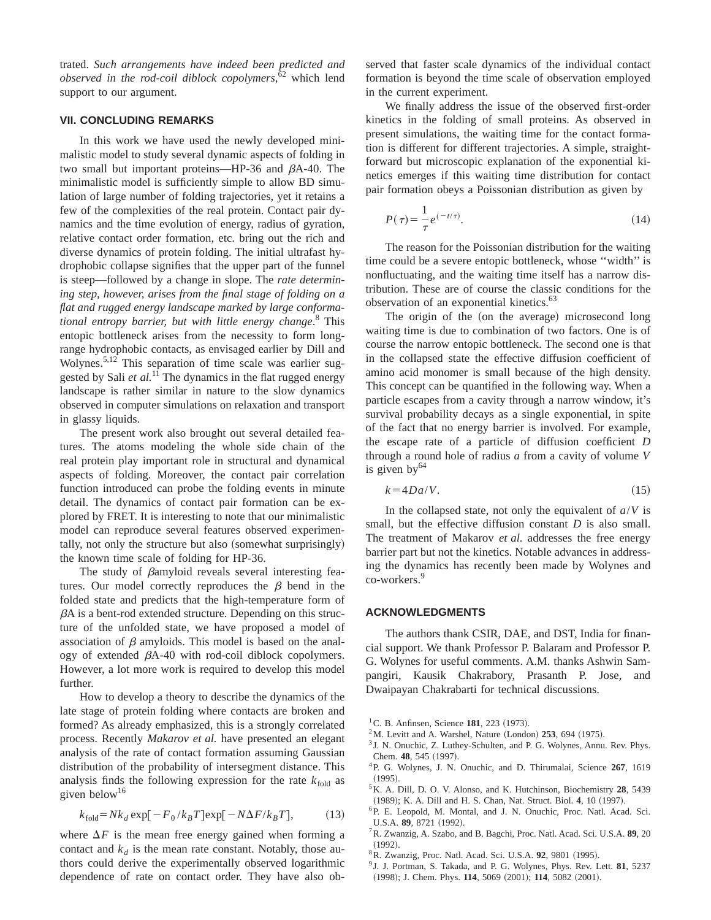trated. *Such arrangements have indeed been predicted and observed in the rod-coil diblock copolymers*,[62] which lend support to our argument.

## VII. CONCLUDING REMARKS

In this work we have used the newly developed minimalistic model to study several dynamic aspects of folding in two small but important proteins—HP-36 and $\beta$A-40. The minimalistic model is sufficiently simple to allow BD simulation of large number of folding trajectories, yet it retains a few of the complexities of the real protein. Contact pair dynamics and the time evolution of energy, radius of gyration, relative contact order formation, etc. bring out the rich and diverse dynamics of protein folding. The initial ultrafast hydrophobic collapse signifies that the upper part of the funnel is steep—followed by a change in slope. The *rate determining step, however, arises from the final stage of folding on a flat and rugged energy landscape marked by large conformational entropy barrier, but with little energy change*.[8] This entopic bottleneck arises from the necessity to form long-range hydrophobic contacts, as envisaged earlier by Dill and Wolynes.[5,12] This separation of time scale was earlier suggested by Sali *et al.*[11] The dynamics in the flat rugged energy landscape is rather similar in nature to the slow dynamics observed in computer simulations on relaxation and transport in glassy liquids.

The present work also brought out several detailed features. The atoms modeling the whole side chain of the real protein play important role in structural and dynamical aspects of folding. Moreover, the contact pair correlation function introduced can probe the folding events in minute detail. The dynamics of contact pair formation can be explored by FRET. It is interesting to note that our minimalistic model can reproduce several features observed experimentally, not only the structure but also (somewhat surprisingly) the known time scale of folding for HP-36.

The study of $\beta$amyloid reveals several interesting features. Our model correctly reproduces the $\beta$ bend in the folded state and predicts that the high-temperature form of $\beta$A is a bent-rod extended structure. Depending on this structure of the unfolded state, we have proposed a model of association of $\beta$ amyloids. This model is based on the analogy of extended $\beta$A-40 with rod-coil diblock copolymers. However, a lot more work is required to develop this model further.

How to develop a theory to describe the dynamics of the late stage of protein folding where contacts are broken and formed? As already emphasized, this is a strongly correlated process. Recently *Makarov et al.* have presented an elegant analysis of the rate of contact formation assuming Gaussian distribution of the probability of intersegment distance. This analysis finds the following expression for the rate $k_{\mathrm{fold}}$ as given below[16]

$$k_{\mathrm{fold}} = N k_d \exp[-F_0/k_B T] \exp[-N\Delta F/k_B T], \tag{13}$$

where $\Delta F$ is the mean free energy gained when forming a contact and $k_d$ is the mean rate constant. Notably, those authors could derive the experimentally observed logarithmic dependence of rate on contact order. They have also observed that faster scale dynamics of the individual contact formation is beyond the time scale of observation employed in the current experiment.

We finally address the issue of the observed first-order kinetics in the folding of small proteins. As observed in present simulations, the waiting time for the contact formation is different for different trajectories. A simple, straightforward but microscopic explanation of the exponential kinetics emerges if this waiting time distribution for contact pair formation obeys a Poissonian distribution as given by

$$P(\tau) = \frac{1}{\tau} e^{(-t/\tau)}. \tag{14}$$

The reason for the Poissonian distribution for the waiting time could be a severe entopic bottleneck, whose "width" is nonfluctuating, and the waiting time itself has a narrow distribution. These are of course the classic conditions for the observation of an exponential kinetics.[63]

The origin of the (on the average) microsecond long waiting time is due to combination of two factors. One is of course the narrow entopic bottleneck. The second one is that in the collapsed state the effective diffusion coefficient of amino acid monomer is small because of the high density. This concept can be quantified in the following way. When a particle escapes from a cavity through a narrow window, it's survival probability decays as a single exponential, in spite of the fact that no energy barrier is involved. For example, the escape rate of a particle of diffusion coefficient $D$ through a round hole of radius $a$ from a cavity of volume $V$ is given by[64]

$$k = 4Da/V. \tag{15}$$

In the collapsed state, not only the equivalent of $a/V$ is small, but the effective diffusion constant $D$ is also small. The treatment of Makarov *et al.* addresses the free energy barrier part but not the kinetics. Notable advances in addressing the dynamics has recently been made by Wolynes and co-workers.[9]

## ACKNOWLEDGMENTS

The authors thank CSIR, DAE, and DST, India for financial support. We thank Professor P. Balaram and Professor P. G. Wolynes for useful comments. A.M. thanks Ashwin Sampangiri, Kausik Chakrabory, Prasanth P. Jose, and Dwaipayan Chakrabarti for technical discussions.

[1] C. B. Anfinsen, Science **181**, 223 (1973).
[2] M. Levitt and A. Warshel, Nature (London) **253**, 694 (1975).
[3] J. N. Onuchic, Z. Luthey-Schulten, and P. G. Wolynes, Annu. Rev. Phys. Chem. **48**, 545 (1997).
[4] P. G. Wolynes, J. N. Onuchic, and D. Thirumalai, Science **267**, 1619 (1995).
[5] K. A. Dill, D. O. V. Alonso, and K. Hutchinson, Biochemistry **28**, 5439 (1989); K. A. Dill and H. S. Chan, Nat. Struct. Biol. **4**, 10 (1997).
[6] P. E. Leopold, M. Montal, and J. N. Onuchic, Proc. Natl. Acad. Sci. U.S.A. **89**, 8721 (1992).
[7] R. Zwanzig, A. Szabo, and B. Bagchi, Proc. Natl. Acad. Sci. U.S.A. **89**, 20 (1992).
[8] R. Zwanzig, Proc. Natl. Acad. Sci. U.S.A. **92**, 9801 (1995).
[9] J. J. Portman, S. Takada, and P. G. Wolynes, Phys. Rev. Lett. **81**, 5237 (1998); J. Chem. Phys. **114**, 5069 (2001); **114**, 5082 (2001).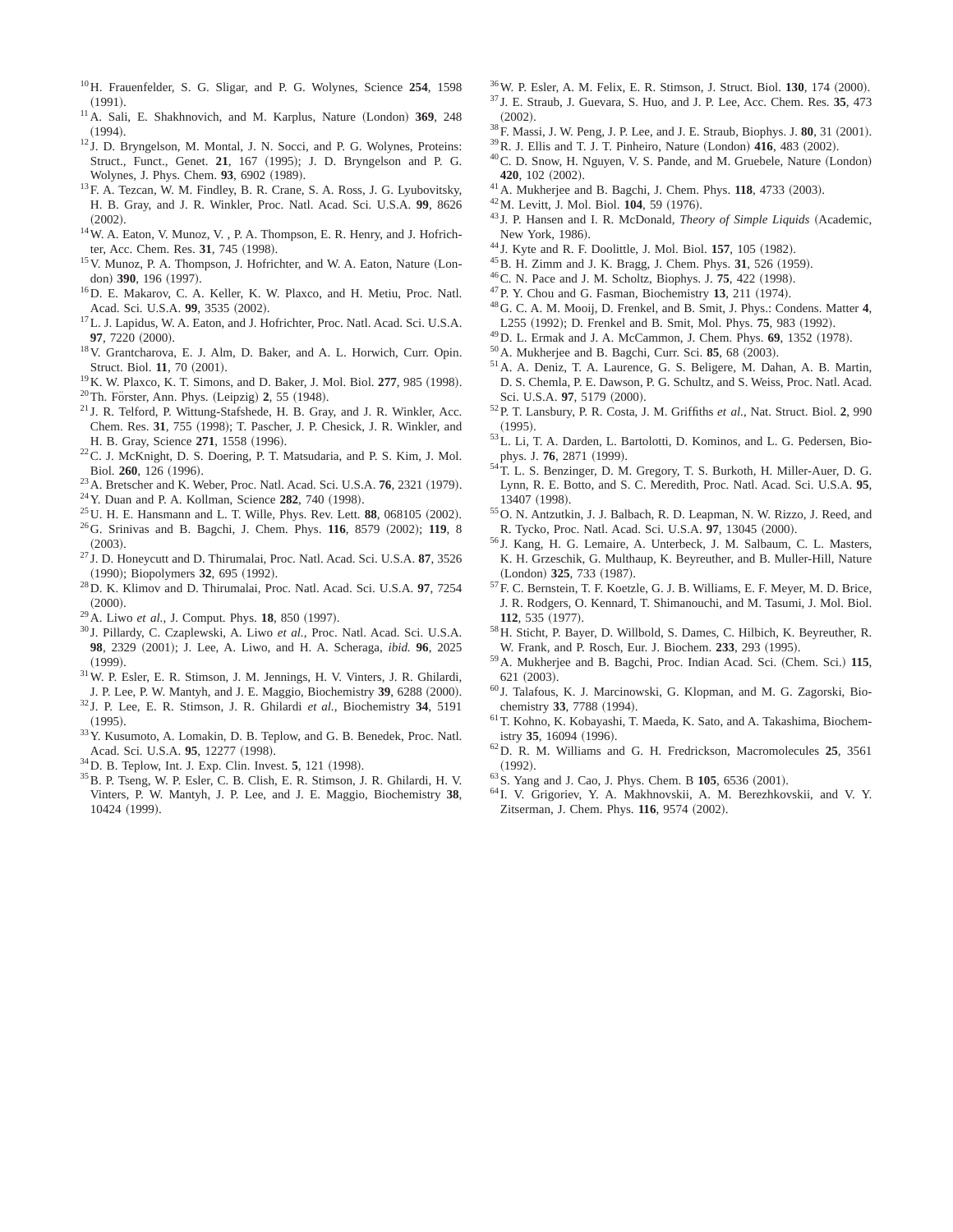[10] H. Frauenfelder, S. G. Sligar, and P. G. Wolynes, Science **254**, 1598 (1991).

[11] A. Sali, E. Shakhnovich, and M. Karplus, Nature (London) **369**, 248 (1994).

[12] J. D. Bryngelson, M. Montal, J. N. Socci, and P. G. Wolynes, Proteins: Struct., Funct., Genet. **21**, 167 (1995); J. D. Bryngelson and P. G. Wolynes, J. Phys. Chem. **93**, 6902 (1989).

[13] F. A. Tezcan, W. M. Findley, B. R. Crane, S. A. Ross, J. G. Lyubovitsky, H. B. Gray, and J. R. Winkler, Proc. Natl. Acad. Sci. U.S.A. **99**, 8626 (2002).

[14] W. A. Eaton, V. Munoz, V. , P. A. Thompson, E. R. Henry, and J. Hofrichter, Acc. Chem. Res. **31**, 745 (1998).

[15] V. Munoz, P. A. Thompson, J. Hofrichter, and W. A. Eaton, Nature (London) **390**, 196 (1997).

[16] D. E. Makarov, C. A. Keller, K. W. Plaxco, and H. Metiu, Proc. Natl. Acad. Sci. U.S.A. **99**, 3535 (2002).

[17] L. J. Lapidus, W. A. Eaton, and J. Hofrichter, Proc. Natl. Acad. Sci. U.S.A. **97**, 7220 (2000).

[18] V. Grantcharova, E. J. Alm, D. Baker, and A. L. Horwich, Curr. Opin. Struct. Biol. **11**, 70 (2001).

[19] K. W. Plaxco, K. T. Simons, and D. Baker, J. Mol. Biol. **277**, 985 (1998).

[20] Th. Förster, Ann. Phys. (Leipzig) **2**, 55 (1948).

[21] J. R. Telford, P. Wittung-Stafshede, H. B. Gray, and J. R. Winkler, Acc. Chem. Res. **31**, 755 (1998); T. Pascher, J. P. Chesick, J. R. Winkler, and H. B. Gray, Science **271**, 1558 (1996).

[22] C. J. McKnight, D. S. Doering, P. T. Matsudaria, and P. S. Kim, J. Mol. Biol. **260**, 126 (1996).

[23] A. Bretscher and K. Weber, Proc. Natl. Acad. Sci. U.S.A. **76**, 2321 (1979).

[24] Y. Duan and P. A. Kollman, Science **282**, 740 (1998).

[25] U. H. E. Hansmann and L. T. Wille, Phys. Rev. Lett. **88**, 068105 (2002).

[26] G. Srinivas and B. Bagchi, J. Chem. Phys. **116**, 8579 (2002); **119**, 8 (2003).

[27] J. D. Honeycutt and D. Thirumalai, Proc. Natl. Acad. Sci. U.S.A. **87**, 3526 (1990); Biopolymers **32**, 695 (1992).

[28] D. K. Klimov and D. Thirumalai, Proc. Natl. Acad. Sci. U.S.A. **97**, 7254 (2000).

[29] A. Liwo *et al.*, J. Comput. Phys. **18**, 850 (1997).

[30] J. Pillardy, C. Czaplewski, A. Liwo *et al.*, Proc. Natl. Acad. Sci. U.S.A. **98**, 2329 (2001); J. Lee, A. Liwo, and H. A. Scheraga, *ibid.* **96**, 2025 (1999).

[31] W. P. Esler, E. R. Stimson, J. M. Jennings, H. V. Vinters, J. R. Ghilardi, J. P. Lee, P. W. Mantyh, and J. E. Maggio, Biochemistry **39**, 6288 (2000).

[32] J. P. Lee, E. R. Stimson, J. R. Ghilardi *et al.*, Biochemistry **34**, 5191 (1995).

[33] Y. Kusumoto, A. Lomakin, D. B. Teplow, and G. B. Benedek, Proc. Natl. Acad. Sci. U.S.A. **95**, 12277 (1998).

[34] D. B. Teplow, Int. J. Exp. Clin. Invest. **5**, 121 (1998).

[35] B. P. Tseng, W. P. Esler, C. B. Clish, E. R. Stimson, J. R. Ghilardi, H. V. Vinters, P. W. Mantyh, J. P. Lee, and J. E. Maggio, Biochemistry **38**, 10424 (1999).

[36] W. P. Esler, A. M. Felix, E. R. Stimson, J. Struct. Biol. **130**, 174 (2000).

[37] J. E. Straub, J. Guevara, S. Huo, and J. P. Lee, Acc. Chem. Res. **35**, 473 (2002).

[38] F. Massi, J. W. Peng, J. P. Lee, and J. E. Straub, Biophys. J. **80**, 31 (2001).

[39] R. J. Ellis and T. J. T. Pinheiro, Nature (London) **416**, 483 (2002).

[40] C. D. Snow, H. Nguyen, V. S. Pande, and M. Gruebele, Nature (London) **420**, 102 (2002).

[41] A. Mukherjee and B. Bagchi, J. Chem. Phys. **118**, 4733 (2003).

[42] M. Levitt, J. Mol. Biol. **104**, 59 (1976).

[43] J. P. Hansen and I. R. McDonald, *Theory of Simple Liquids* (Academic, New York, 1986).

[44] J. Kyte and R. F. Doolittle, J. Mol. Biol. **157**, 105 (1982).

[45] B. H. Zimm and J. K. Bragg, J. Chem. Phys. **31**, 526 (1959).

[46] C. N. Pace and J. M. Scholtz, Biophys. J. **75**, 422 (1998).

[47] P. Y. Chou and G. Fasman, Biochemistry **13**, 211 (1974).

[48] G. C. A. M. Mooij, D. Frenkel, and B. Smit, J. Phys.: Condens. Matter **4**, L255 (1992); D. Frenkel and B. Smit, Mol. Phys. **75**, 983 (1992).

[49] D. L. Ermak and J. A. McCammon, J. Chem. Phys. **69**, 1352 (1978).

[50] A. Mukherjee and B. Bagchi, Curr. Sci. **85**, 68 (2003).

[51] A. A. Deniz, T. A. Laurence, G. S. Beligere, M. Dahan, A. B. Martin, D. S. Chemla, P. E. Dawson, P. G. Schultz, and S. Weiss, Proc. Natl. Acad. Sci. U.S.A. **97**, 5179 (2000).

[52] P. T. Lansbury, P. R. Costa, J. M. Griffiths *et al.*, Nat. Struct. Biol. **2**, 990 (1995).

[53] L. Li, T. A. Darden, L. Bartolotti, D. Kominos, and L. G. Pedersen, Biophys. J. **76**, 2871 (1999).

[54] T. L. S. Benzinger, D. M. Gregory, T. S. Burkoth, H. Miller-Auer, D. G. Lynn, R. E. Botto, and S. C. Meredith, Proc. Natl. Acad. Sci. U.S.A. **95**, 13407 (1998).

[55] O. N. Antzutkin, J. J. Balbach, R. D. Leapman, N. W. Rizzo, J. Reed, and R. Tycko, Proc. Natl. Acad. Sci. U.S.A. **97**, 13045 (2000).

[56] J. Kang, H. G. Lemaire, A. Unterbeck, J. M. Salbaum, C. L. Masters, K. H. Grzeschik, G. Multhaup, K. Beyreuther, and B. Muller-Hill, Nature (London) **325**, 733 (1987).

[57] F. C. Bernstein, T. F. Koetzle, G. J. B. Williams, E. F. Meyer, M. D. Brice, J. R. Rodgers, O. Kennard, T. Shimanouchi, and M. Tasumi, J. Mol. Biol. **112**, 535 (1977).

[58] H. Sticht, P. Bayer, D. Willbold, S. Dames, C. Hilbich, K. Beyreuther, R. W. Frank, and P. Rosch, Eur. J. Biochem. **233**, 293 (1995).

[59] A. Mukherjee and B. Bagchi, Proc. Indian Acad. Sci. (Chem. Sci.) **115**, 621 (2003).

[60] J. Talafous, K. J. Marcinowski, G. Klopman, and M. G. Zagorski, Biochemistry **33**, 7788 (1994).

[61] T. Kohno, K. Kobayashi, T. Maeda, K. Sato, and A. Takashima, Biochemistry **35**, 16094 (1996).

[62] D. R. M. Williams and G. H. Fredrickson, Macromolecules **25**, 3561 (1992).

[63] S. Yang and J. Cao, J. Phys. Chem. B **105**, 6536 (2001).

[64] I. V. Grigoriev, Y. A. Makhnovskii, A. M. Berezhkovskii, and V. Y. Zitserman, J. Chem. Phys. **116**, 9574 (2002).